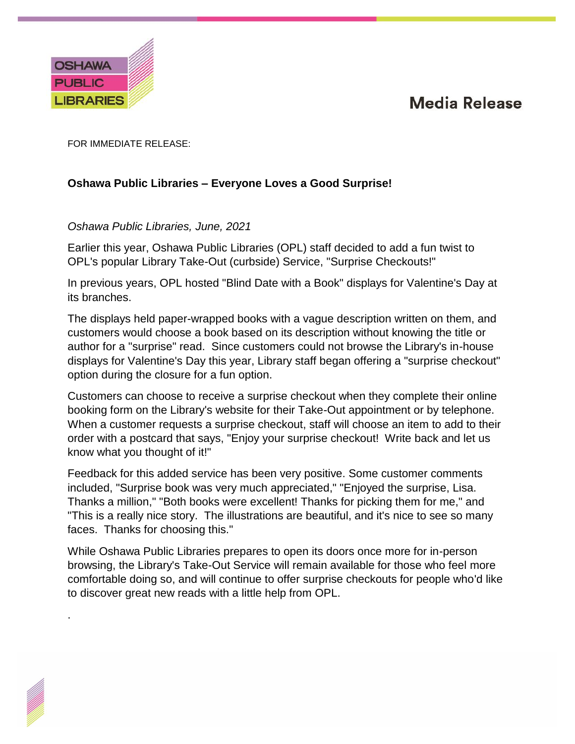OSHAWA PUBLIC LIBRARIES

# Media Release

FOR IMMEDIATE RELEASE:

**Oshawa Public Libraries – Everyone Loves a Good Surprise!**

*Oshawa Public Libraries, June, 2021*

Earlier this year, Oshawa Public Libraries (OPL) staff decided to add a fun twist to OPL's popular Library Take-Out (curbside) Service, "Surprise Checkouts!"

In previous years, OPL hosted "Blind Date with a Book" displays for Valentine's Day at its branches.

The displays held paper-wrapped books with a vague description written on them, and customers would choose a book based on its description without knowing the title or author for a "surprise" read. Since customers could not browse the Library's in-house displays for Valentine's Day this year, Library staff began offering a "surprise checkout" option during the closure for a fun option.

Customers can choose to receive a surprise checkout when they complete their online booking form on the Library's website for their Take-Out appointment or by telephone. When a customer requests a surprise checkout, staff will choose an item to add to their order with a postcard that says, "Enjoy your surprise checkout! Write back and let us know what you thought of it!"

Feedback for this added service has been very positive. Some customer comments included, "Surprise book was very much appreciated," "Enjoyed the surprise, Lisa. Thanks a million," "Both books were excellent! Thanks for picking them for me," and "This is a really nice story. The illustrations are beautiful, and it's nice to see so many faces. Thanks for choosing this."

While Oshawa Public Libraries prepares to open its doors once more for in-person browsing, the Library's Take-Out Service will remain available for those who feel more comfortable doing so, and will continue to offer surprise checkouts for people who'd like to discover great new reads with a little help from OPL.

.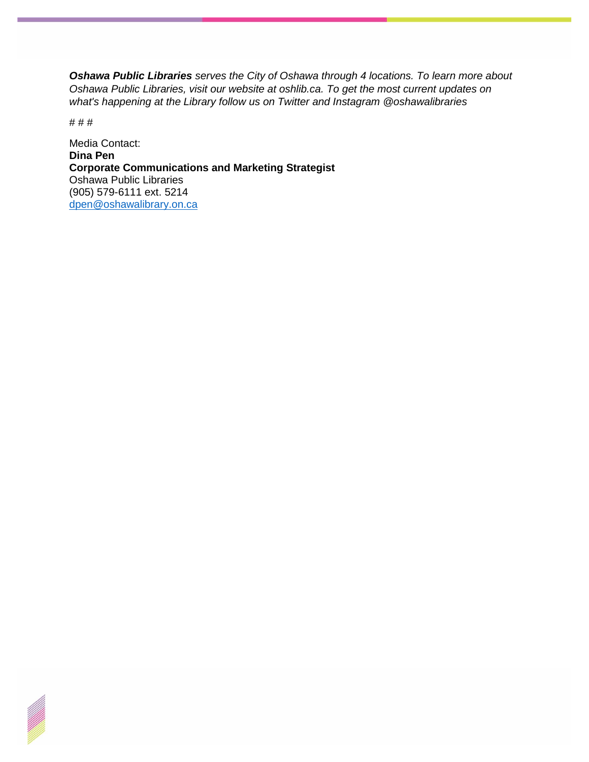***Oshawa Public Libraries*** *serves the City of Oshawa through 4 locations. To learn more about Oshawa Public Libraries, visit our website at oshlib.ca. To get the most current updates on what's happening at the Library follow us on Twitter and Instagram @oshawalibraries*

# # #

Media Contact:  
**Dina Pen**  
**Corporate Communications and Marketing Strategist**  
Oshawa Public Libraries  
(905) 579-6111 ext. 5214  
[dpen@oshawalibrary.on.ca](mailto:dpen@oshawalibrary.on.ca)